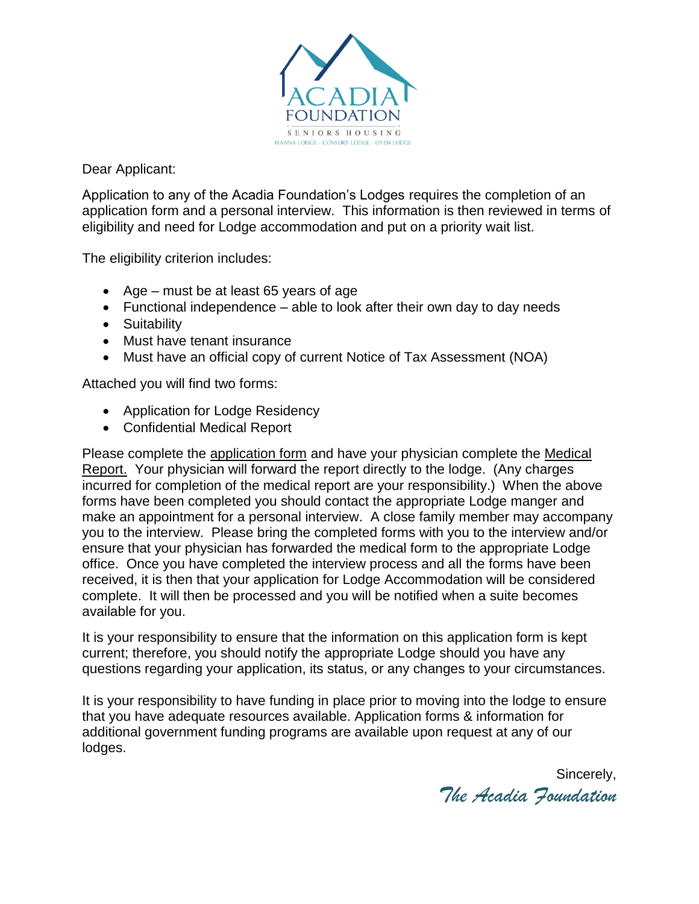ACADIA FOUNDATION

SENIORS HOUSING

HANNA LODGE - CONSORT LODGE - OYEN LODGE

Dear Applicant:

Application to any of the Acadia Foundation's Lodges requires the completion of an application form and a personal interview. This information is then reviewed in terms of eligibility and need for Lodge accommodation and put on a priority wait list.

The eligibility criterion includes:

- Age – must be at least 65 years of age
- Functional independence – able to look after their own day to day needs
- Suitability
- Must have tenant insurance
- Must have an official copy of current Notice of Tax Assessment (NOA)

Attached you will find two forms:

- Application for Lodge Residency
- Confidential Medical Report

Please complete the <u>application form</u> and have your physician complete the <u>Medical Report.</u> Your physician will forward the report directly to the lodge. (Any charges incurred for completion of the medical report are your responsibility.) When the above forms have been completed you should contact the appropriate Lodge manger and make an appointment for a personal interview. A close family member may accompany you to the interview. Please bring the completed forms with you to the interview and/or ensure that your physician has forwarded the medical form to the appropriate Lodge office. Once you have completed the interview process and all the forms have been received, it is then that your application for Lodge Accommodation will be considered complete. It will then be processed and you will be notified when a suite becomes available for you.

It is your responsibility to ensure that the information on this application form is kept current; therefore, you should notify the appropriate Lodge should you have any questions regarding your application, its status, or any changes to your circumstances.

It is your responsibility to have funding in place prior to moving into the lodge to ensure that you have adequate resources available. Application forms & information for additional government funding programs are available upon request at any of our lodges.

Sincerely,

*The Acadia Foundation*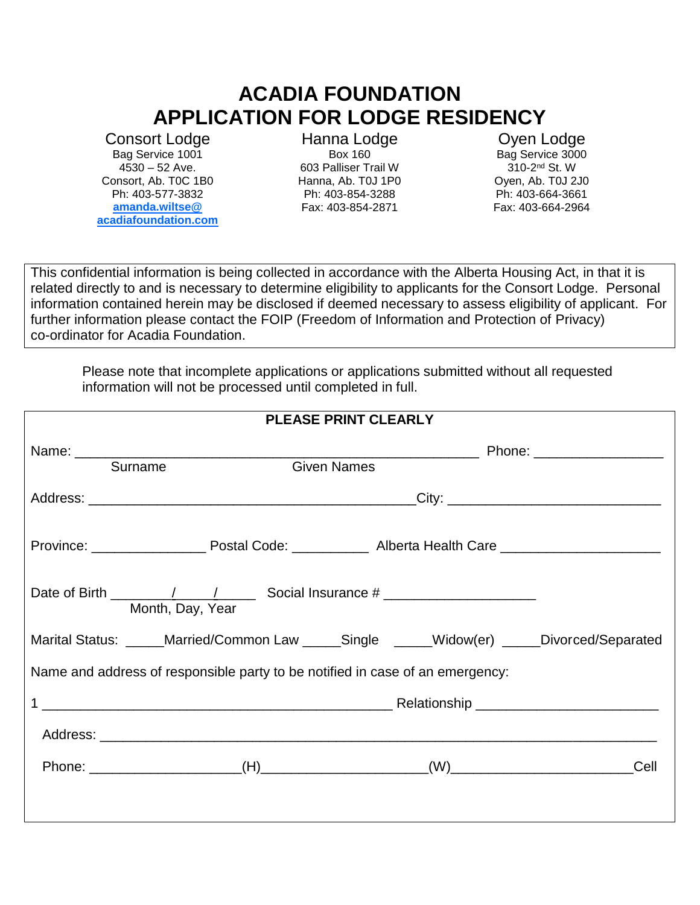# ACADIA FOUNDATION
# APPLICATION FOR LODGE RESIDENCY

**Consort Lodge**
Bag Service 1001
4530 – 52 Ave.
Consort, Ab. T0C 1B0
Ph: 403-577-3832
**amanda.wiltse@acadiafoundation.com**

**Hanna Lodge**
Box 160
603 Palliser Trail W
Hanna, Ab. T0J 1P0
Ph: 403-854-3288
Fax: 403-854-2871

**Oyen Lodge**
Bag Service 3000
310-2nd St. W
Oyen, Ab. T0J 2J0
Ph: 403-664-3661
Fax: 403-664-2964

This confidential information is being collected in accordance with the Alberta Housing Act, in that it is related directly to and is necessary to determine eligibility to applicants for the Consort Lodge. Personal information contained herein may be disclosed if deemed necessary to assess eligibility of applicant. For further information please contact the FOIP (Freedom of Information and Protection of Privacy) co-ordinator for Acadia Foundation.

Please note that incomplete applications or applications submitted without all requested information will not be processed until completed in full.

**PLEASE PRINT CLEARLY**

Name: ____________________________________________ Phone: ________________
Surname Given Names

Address: ______________________________________ City: ______________________

Province: ______________ Postal Code: __________ Alberta Health Care ____________________

Date of Birth ________/_____/_____ Social Insurance # ____________________
Month, Day, Year

Marital Status: _____Married/Common Law _____Single _____Widow(er) _____Divorced/Separated

Name and address of responsible party to be notified in case of an emergency:

1 ____________________________________________ Relationship ______________________

Address: ____________________________________________________________________

Phone: ___________________(H)____________________(W)______________________Cell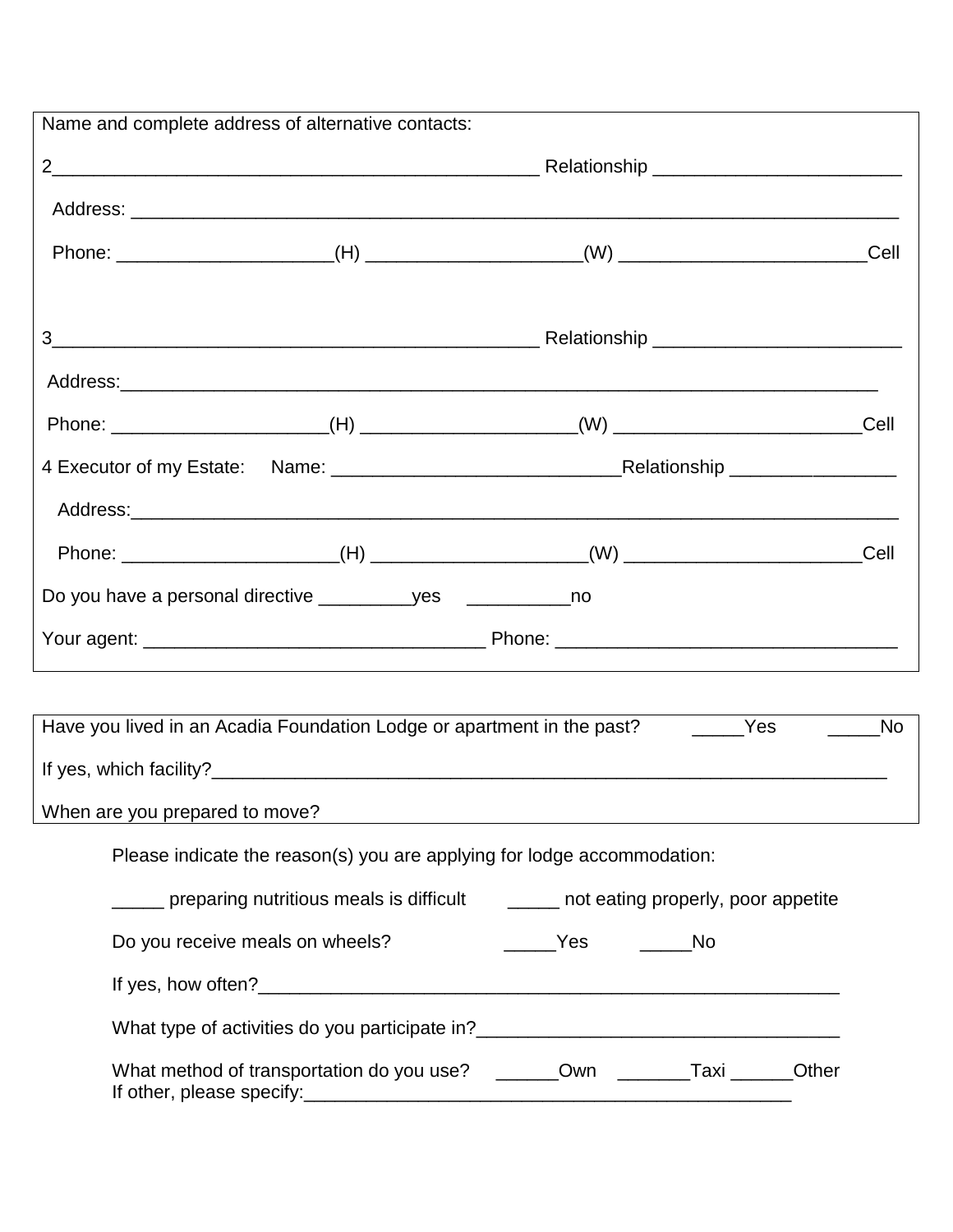Name and complete address of alternative contacts:

2_______________________________________________ Relationship _______________________

Address: ___________________________________________________________________________

Phone: ____________________(H) ____________________(W) _______________________Cell

3_______________________________________________ Relationship _______________________

Address:__________________________________________________________________________

Phone: ____________________(H) ____________________(W) _______________________Cell

4 Executor of my Estate: Name: ___________________________Relationship ________________

Address:__________________________________________________________________________

Phone: ____________________(H) ____________________(W) _______________________Cell

Do you have a personal directive _________yes __________no

Your agent: ________________________________ Phone: ________________________________

Have you lived in an Acadia Foundation Lodge or apartment in the past? _____Yes _____No

If yes, which facility?___________________________________________________________________

When are you prepared to move?

Please indicate the reason(s) you are applying for lodge accommodation:

_____ preparing nutritious meals is difficult _____ not eating properly, poor appetite

Do you receive meals on wheels? _____Yes _____No

If yes, how often?_______________________________________________________

What type of activities do you participate in?__________________________________

What method of transportation do you use? ______Own _______Taxi ______Other
If other, please specify:______________________________________________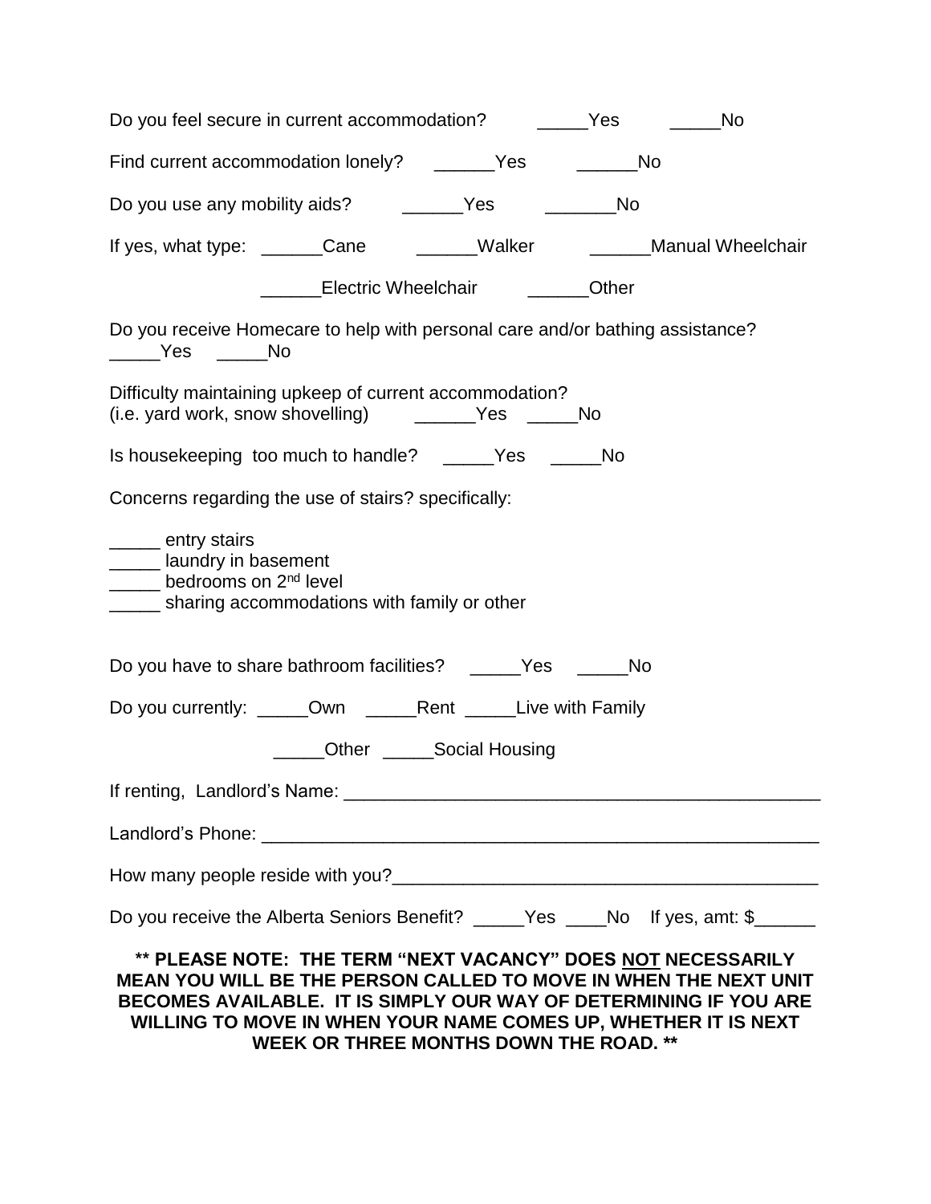Do you feel secure in current accommodation? _____Yes _____No

Find current accommodation lonely? ______Yes ______No

Do you use any mobility aids? ______Yes _______No

If yes, what type: ______Cane ______Walker ______Manual Wheelchair

______Electric Wheelchair ______Other

Do you receive Homecare to help with personal care and/or bathing assistance?
_____Yes _____No

Difficulty maintaining upkeep of current accommodation?
(i.e. yard work, snow shovelling) ______Yes _____No

Is housekeeping too much to handle? _____Yes _____No

Concerns regarding the use of stairs? specifically:

_____ entry stairs
_____ laundry in basement
_____ bedrooms on 2nd level
_____ sharing accommodations with family or other

Do you have to share bathroom facilities? _____Yes _____No

Do you currently: _____Own _____Rent _____Live with Family

_____Other _____Social Housing

If renting, Landlord's Name: ________________________________________________

Landlord's Phone: ______________________________________________________

How many people reside with you?__________________________________________

Do you receive the Alberta Seniors Benefit? _____Yes ____No If yes, amt: $______

**\*\* PLEASE NOTE: THE TERM "NEXT VACANCY" DOES <u>NOT</u> NECESSARILY MEAN YOU WILL BE THE PERSON CALLED TO MOVE IN WHEN THE NEXT UNIT BECOMES AVAILABLE. IT IS SIMPLY OUR WAY OF DETERMINING IF YOU ARE WILLING TO MOVE IN WHEN YOUR NAME COMES UP, WHETHER IT IS NEXT WEEK OR THREE MONTHS DOWN THE ROAD. \*\***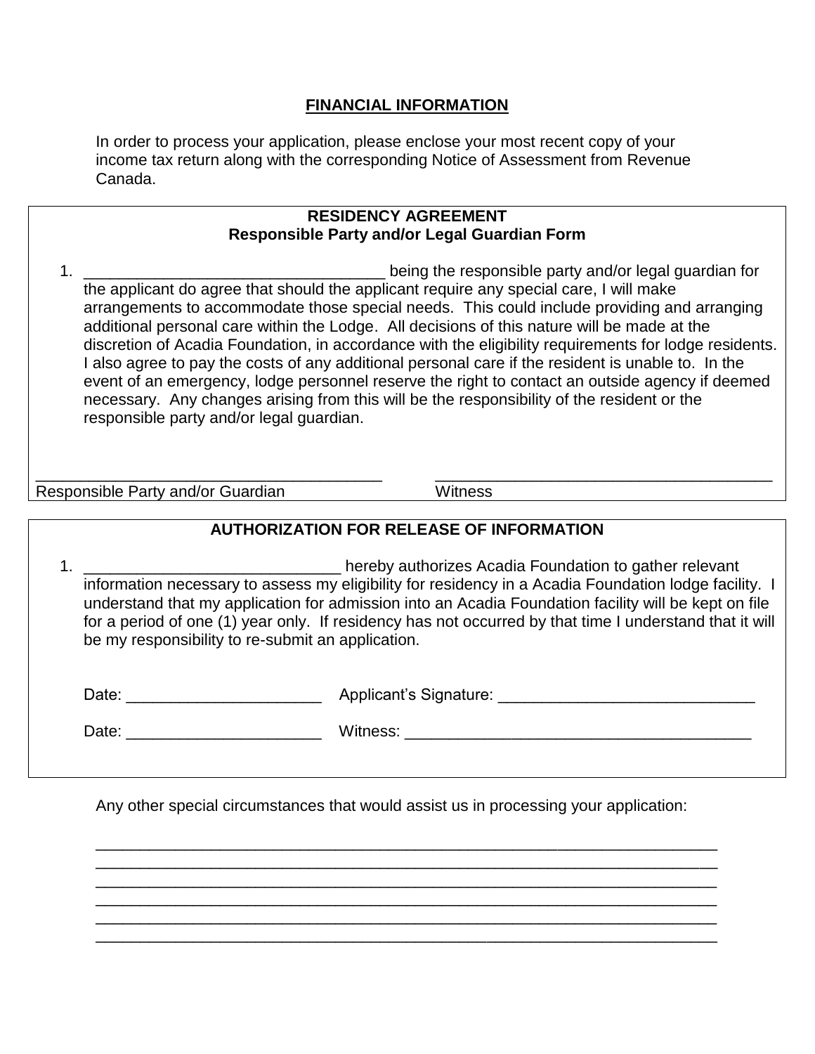## FINANCIAL INFORMATION

In order to process your application, please enclose your most recent copy of your income tax return along with the corresponding Notice of Assessment from Revenue Canada.

**RESIDENCY AGREEMENT**
**Responsible Party and/or Legal Guardian Form**

1. ___________________________________ being the responsible party and/or legal guardian for the applicant do agree that should the applicant require any special care, I will make arrangements to accommodate those special needs. This could include providing and arranging additional personal care within the Lodge. All decisions of this nature will be made at the discretion of Acadia Foundation, in accordance with the eligibility requirements for lodge residents. I also agree to pay the costs of any additional personal care if the resident is unable to. In the event of an emergency, lodge personnel reserve the right to contact an outside agency if deemed necessary. Any changes arising from this will be the responsibility of the resident or the responsible party and/or legal guardian.

________________________________________ ________________________________________
Responsible Party and/or Guardian Witness

**AUTHORIZATION FOR RELEASE OF INFORMATION**

1. ______________________________ hereby authorizes Acadia Foundation to gather relevant information necessary to assess my eligibility for residency in a Acadia Foundation lodge facility. I understand that my application for admission into an Acadia Foundation facility will be kept on file for a period of one (1) year only. If residency has not occurred by that time I understand that it will be my responsibility to re-submit an application.

Date: ______________________ Applicant's Signature: _____________________________

Date: ______________________ Witness: ________________________________________

Any other special circumstances that would assist us in processing your application:

________________________________________________________________________
________________________________________________________________________
________________________________________________________________________
________________________________________________________________________
________________________________________________________________________
________________________________________________________________________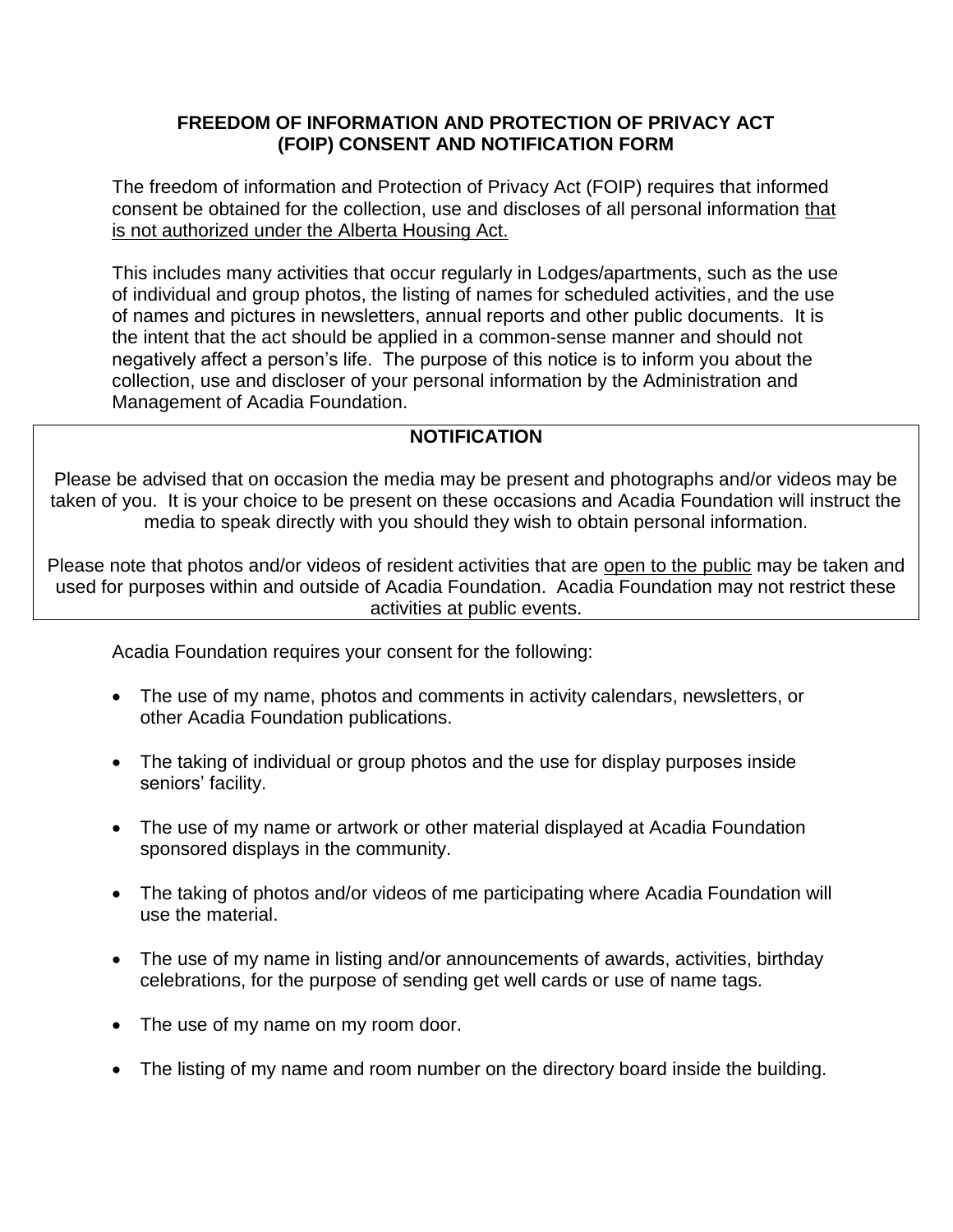**FREEDOM OF INFORMATION AND PROTECTION OF PRIVACY ACT (FOIP) CONSENT AND NOTIFICATION FORM**

The freedom of information and Protection of Privacy Act (FOIP) requires that informed consent be obtained for the collection, use and discloses of all personal information <u>that is not authorized under the Alberta Housing Act.</u>

This includes many activities that occur regularly in Lodges/apartments, such as the use of individual and group photos, the listing of names for scheduled activities, and the use of names and pictures in newsletters, annual reports and other public documents. It is the intent that the act should be applied in a common-sense manner and should not negatively affect a person's life. The purpose of this notice is to inform you about the collection, use and discloser of your personal information by the Administration and Management of Acadia Foundation.

**NOTIFICATION**

Please be advised that on occasion the media may be present and photographs and/or videos may be taken of you. It is your choice to be present on these occasions and Acadia Foundation will instruct the media to speak directly with you should they wish to obtain personal information.

Please note that photos and/or videos of resident activities that are <u>open to the public</u> may be taken and used for purposes within and outside of Acadia Foundation. Acadia Foundation may not restrict these activities at public events.

Acadia Foundation requires your consent for the following:

- The use of my name, photos and comments in activity calendars, newsletters, or other Acadia Foundation publications.
- The taking of individual or group photos and the use for display purposes inside seniors' facility.
- The use of my name or artwork or other material displayed at Acadia Foundation sponsored displays in the community.
- The taking of photos and/or videos of me participating where Acadia Foundation will use the material.
- The use of my name in listing and/or announcements of awards, activities, birthday celebrations, for the purpose of sending get well cards or use of name tags.
- The use of my name on my room door.
- The listing of my name and room number on the directory board inside the building.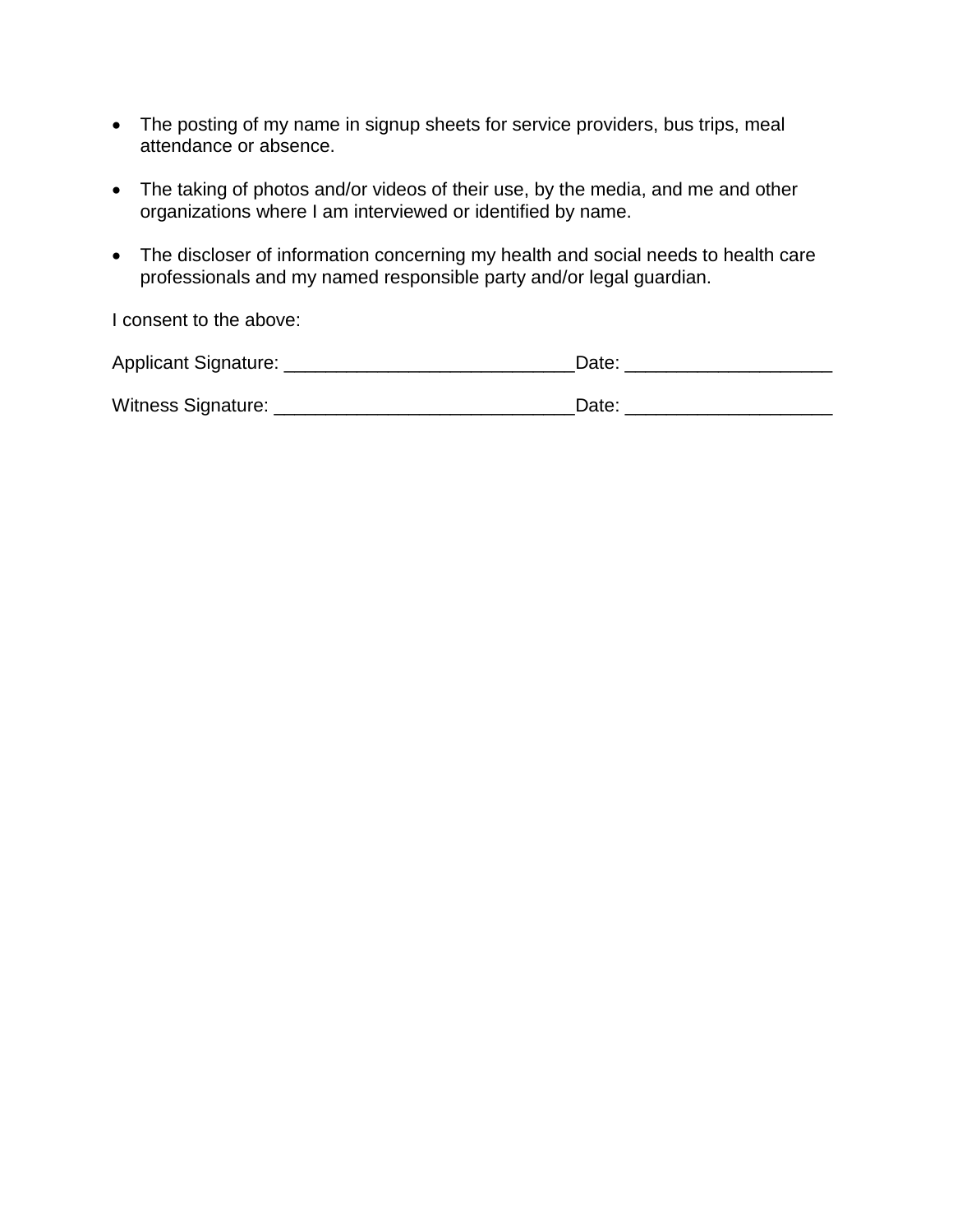- The posting of my name in signup sheets for service providers, bus trips, meal attendance or absence.

- The taking of photos and/or videos of their use, by the media, and me and other organizations where I am interviewed or identified by name.

- The discloser of information concerning my health and social needs to health care professionals and my named responsible party and/or legal guardian.

I consent to the above:

Applicant Signature: ____________________________Date: ____________________

Witness Signature: _____________________________Date: ____________________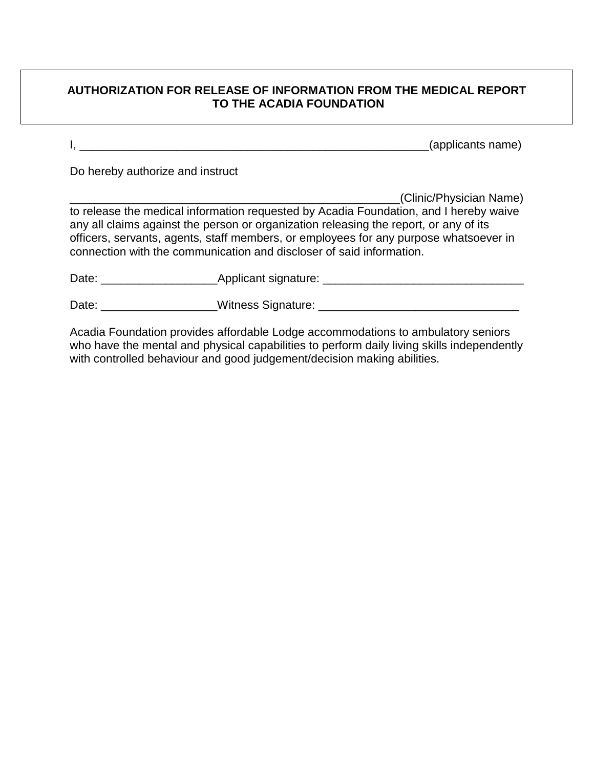## AUTHORIZATION FOR RELEASE OF INFORMATION FROM THE MEDICAL REPORT TO THE ACADIA FOUNDATION

I, ______________________________________________________(applicants name)

Do hereby authorize and instruct

____________________________________________________(Clinic/Physician Name) to release the medical information requested by Acadia Foundation, and I hereby waive any all claims against the person or organization releasing the report, or any of its officers, servants, agents, staff members, or employees for any purpose whatsoever in connection with the communication and discloser of said information.

Date: _________________Applicant signature: ______________________________

Date: _________________Witness Signature: ______________________________

Acadia Foundation provides affordable Lodge accommodations to ambulatory seniors who have the mental and physical capabilities to perform daily living skills independently with controlled behaviour and good judgement/decision making abilities.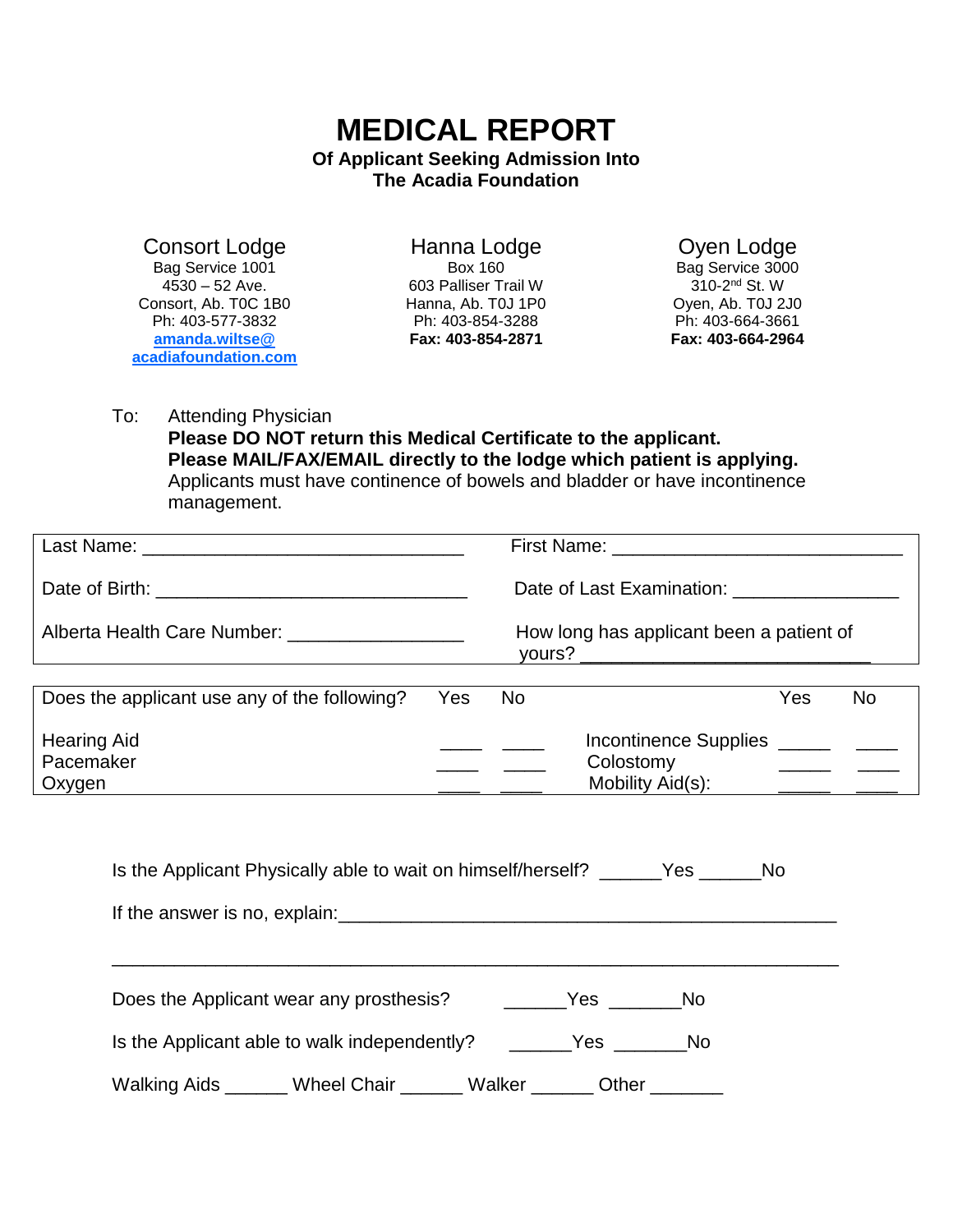# MEDICAL REPORT

**Of Applicant Seeking Admission Into**
**The Acadia Foundation**

| Consort Lodge | Hanna Lodge | Oyen Lodge |
|---|---|---|
| Bag Service 1001 | Box 160 | Bag Service 3000 |
| 4530 – 52 Ave. | 603 Palliser Trail W | 310-2nd St. W |
| Consort, Ab. T0C 1B0 | Hanna, Ab. T0J 1P0 | Oyen, Ab. T0J 2J0 |
| Ph: 403-577-3832 | Ph: 403-854-3288 | Ph: 403-664-3661 |
| **amanda.wiltse@acadiafoundation.com** | **Fax: 403-854-2871** | **Fax: 403-664-2964** |

To: Attending Physician
**Please DO NOT return this Medical Certificate to the applicant.**
**Please MAIL/FAX/EMAIL directly to the lodge which patient is applying.**
Applicants must have continence of bowels and bladder or have incontinence management.

| | |
|---|---|
| Last Name: ______________________________ | First Name: ___________________________ |
| Date of Birth: ______________________________ | Date of Last Examination: _______________ |
| Alberta Health Care Number: ________________ | How long has applicant been a patient of yours? ___________________________ |

| Does the applicant use any of the following? | Yes | No | | Yes | No |
|---|---|---|---|---|---|
| Hearing Aid | ____ | ____ | Incontinence Supplies | _____ | ____ |
| Pacemaker | ____ | ____ | Colostomy | _____ | ____ |
| Oxygen | ____ | ____ | Mobility Aid(s): | _____ | ____ |

Is the Applicant Physically able to wait on himself/herself? ______Yes ______No

If the answer is no, explain:_______________________________________________

___________________________________________________________________

Does the Applicant wear any prosthesis? ______Yes _______No

Is the Applicant able to walk independently? ______Yes _______No

Walking Aids ______ Wheel Chair ______ Walker ______ Other _______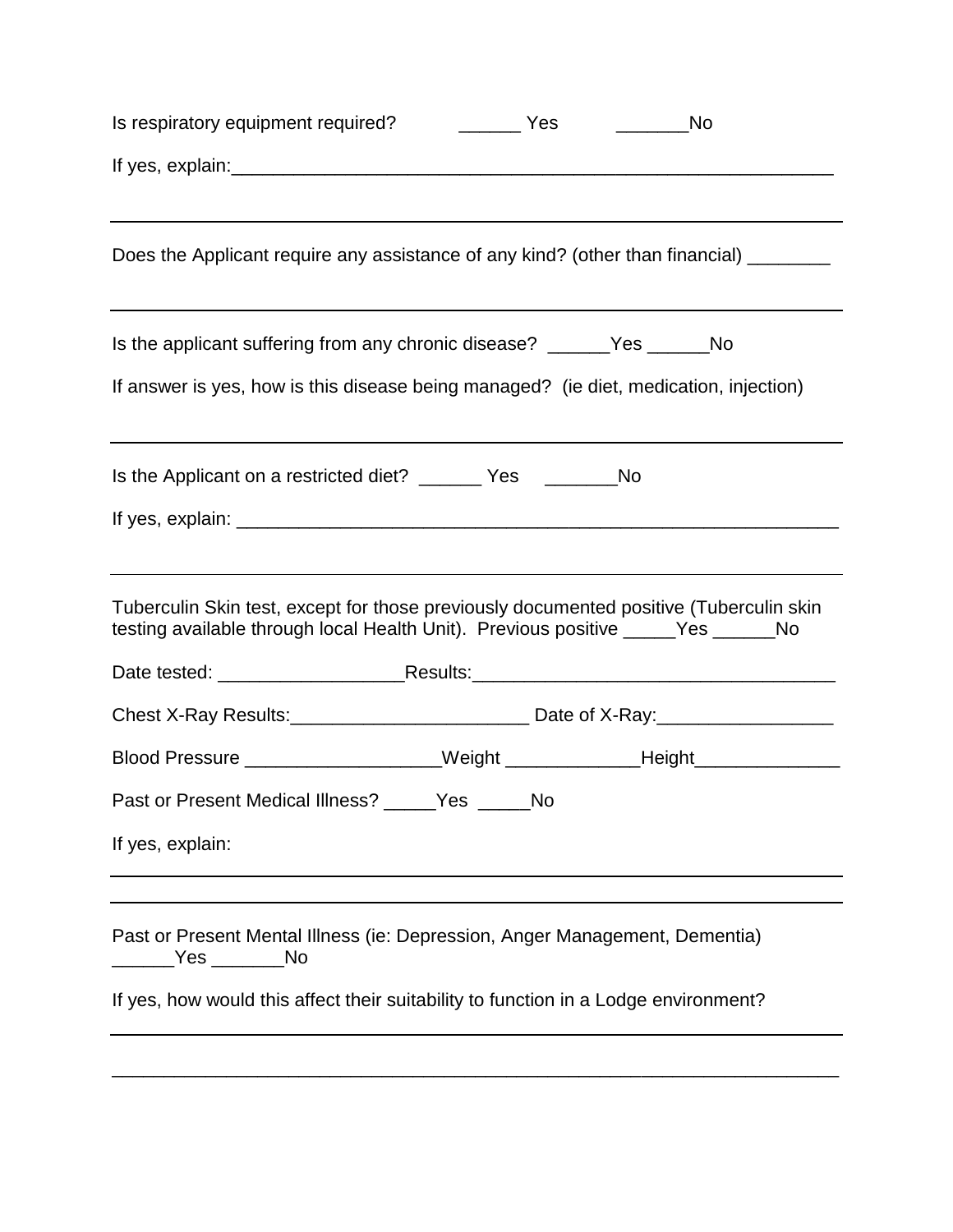Is respiratory equipment required? ______ Yes _______No

If yes, explain:___________________________________________________________

---

Does the Applicant require any assistance of any kind? (other than financial) ________

---

Is the applicant suffering from any chronic disease? ______Yes ______No

If answer is yes, how is this disease being managed? (ie diet, medication, injection)

---

Is the Applicant on a restricted diet? ______ Yes _______No

If yes, explain: ___________________________________________________________

---

Tuberculin Skin test, except for those previously documented positive (Tuberculin skin testing available through local Health Unit). Previous positive _____Yes ______No

Date tested: __________________Results:___________________________________

Chest X-Ray Results:_______________________ Date of X-Ray:_________________

Blood Pressure ___________________Weight _____________Height______________

Past or Present Medical Illness? _____Yes _____No

If yes, explain:

---

---

Past or Present Mental Illness (ie: Depression, Anger Management, Dementia) ______Yes _______No

If yes, how would this affect their suitability to function in a Lodge environment?

---

_____________________________________________________________________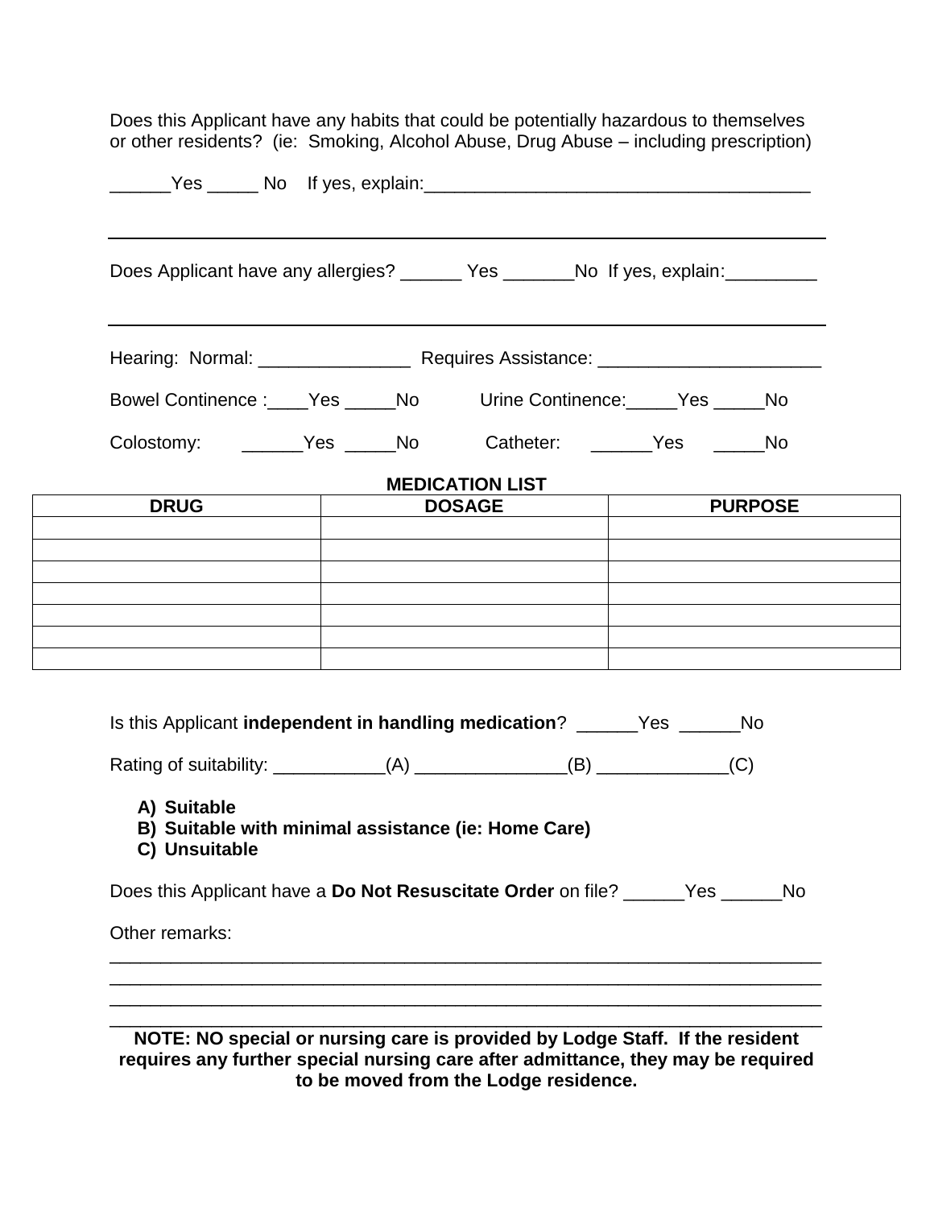Does this Applicant have any habits that could be potentially hazardous to themselves or other residents? (ie: Smoking, Alcohol Abuse, Drug Abuse – including prescription)

______Yes _____ No  If yes, explain:_______________________________________

---

Does Applicant have any allergies? ______ Yes _______No If yes, explain:_________

---

Hearing: Normal: _______________ Requires Assistance: ______________________

Bowel Continence :____Yes _____No  Urine Continence:_____Yes _____No

Colostomy: ______Yes _____No  Catheter: ______Yes _____No

**MEDICATION LIST**

| DRUG | DOSAGE | PURPOSE |
|---|---|---|
| | | |
| | | |
| | | |
| | | |
| | | |
| | | |
| | | |

Is this Applicant **independent in handling medication**? ______Yes ______No

Rating of suitability: ___________(A) _______________(B) _____________(C)

**A) Suitable**
**B) Suitable with minimal assistance (ie: Home Care)**
**C) Unsuitable**

Does this Applicant have a **Do Not Resuscitate Order** on file? ______Yes ______No

Other remarks:
________________________________________________________________________
________________________________________________________________________
________________________________________________________________________
________________________________________________________________________

**NOTE: NO special or nursing care is provided by Lodge Staff. If the resident requires any further special nursing care after admittance, they may be required to be moved from the Lodge residence.**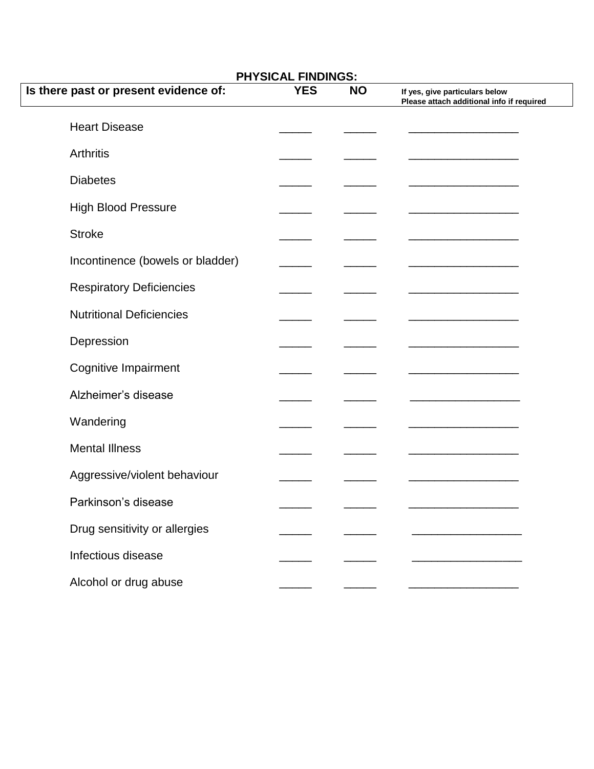**PHYSICAL FINDINGS:**

| Is there past or present evidence of: | YES | NO | If yes, give particulars below<br>Please attach additional info if required |
|---|---|---|---|
| Heart Disease | _____ | _____ | _________________ |
| Arthritis | _____ | _____ | _________________ |
| Diabetes | _____ | _____ | _________________ |
| High Blood Pressure | _____ | _____ | _________________ |
| Stroke | _____ | _____ | _________________ |
| Incontinence (bowels or bladder) | _____ | _____ | _________________ |
| Respiratory Deficiencies | _____ | _____ | _________________ |
| Nutritional Deficiencies | _____ | _____ | _________________ |
| Depression | _____ | _____ | _________________ |
| Cognitive Impairment | _____ | _____ | _________________ |
| Alzheimer's disease | _____ | _____ | _________________ |
| Wandering | _____ | _____ | _________________ |
| Mental Illness | _____ | _____ | _________________ |
| Aggressive/violent behaviour | _____ | _____ | _________________ |
| Parkinson's disease | _____ | _____ | _________________ |
| Drug sensitivity or allergies | _____ | _____ | _________________ |
| Infectious disease | _____ | _____ | _________________ |
| Alcohol or drug abuse | _____ | _____ | _________________ |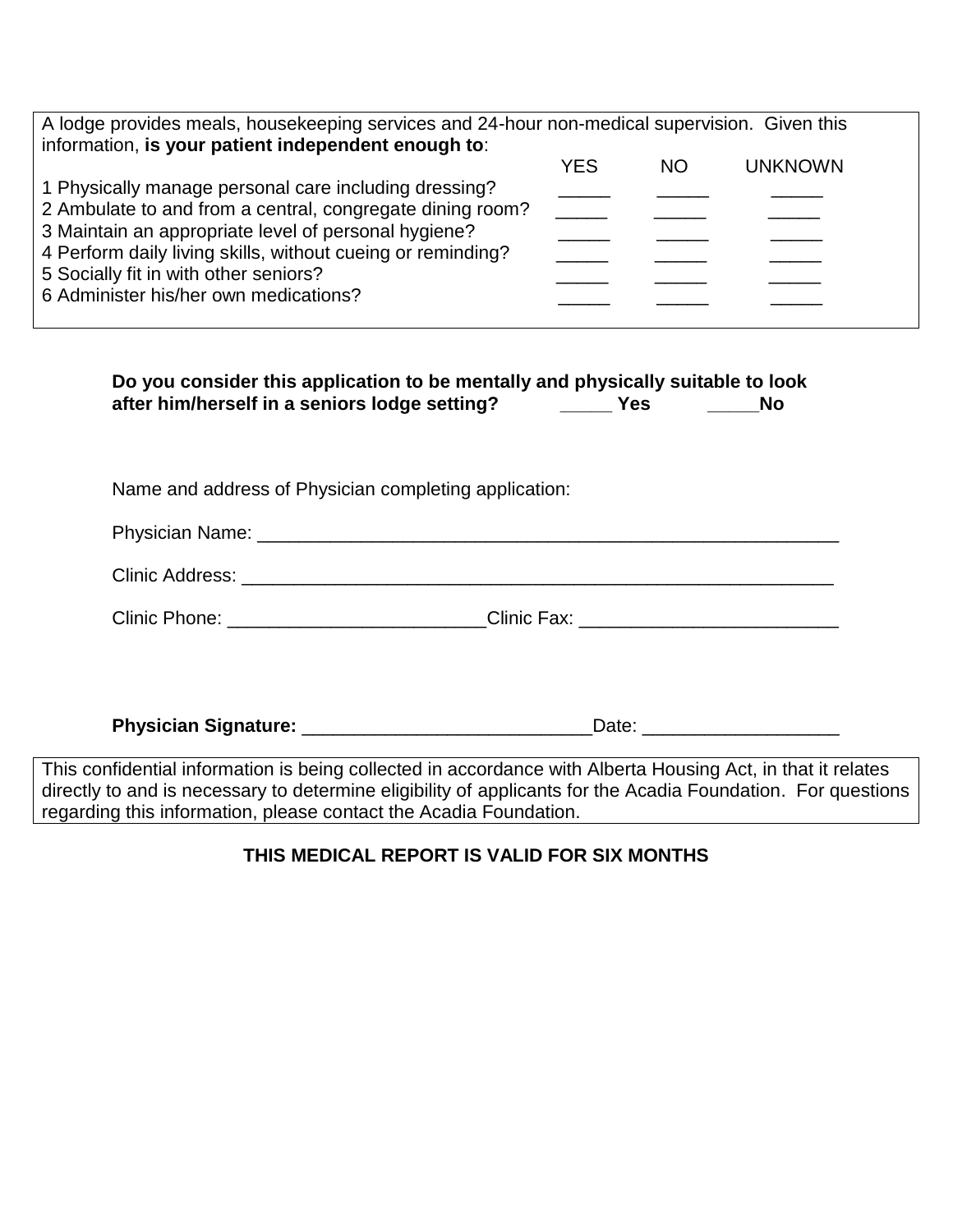A lodge provides meals, housekeeping services and 24-hour non-medical supervision. Given this information, **is your patient independent enough to**:

| | YES | NO | UNKNOWN |
|---|---|---|---|
| 1 Physically manage personal care including dressing? | _____ | _____ | _____ |
| 2 Ambulate to and from a central, congregate dining room? | _____ | _____ | _____ |
| 3 Maintain an appropriate level of personal hygiene? | _____ | _____ | _____ |
| 4 Perform daily living skills, without cueing or reminding? | _____ | _____ | _____ |
| 5 Socially fit in with other seniors? | _____ | _____ | _____ |
| 6 Administer his/her own medications? | _____ | _____ | _____ |

**Do you consider this application to be mentally and physically suitable to look after him/herself in a seniors lodge setting? _____ Yes _____No**

Name and address of Physician completing application:

Physician Name: ____________________________________________________________

Clinic Address: ____________________________________________________________

Clinic Phone: _________________________Clinic Fax: _________________________

**Physician Signature:** ____________________________Date: ___________________

This confidential information is being collected in accordance with Alberta Housing Act, in that it relates directly to and is necessary to determine eligibility of applicants for the Acadia Foundation. For questions regarding this information, please contact the Acadia Foundation.

**THIS MEDICAL REPORT IS VALID FOR SIX MONTHS**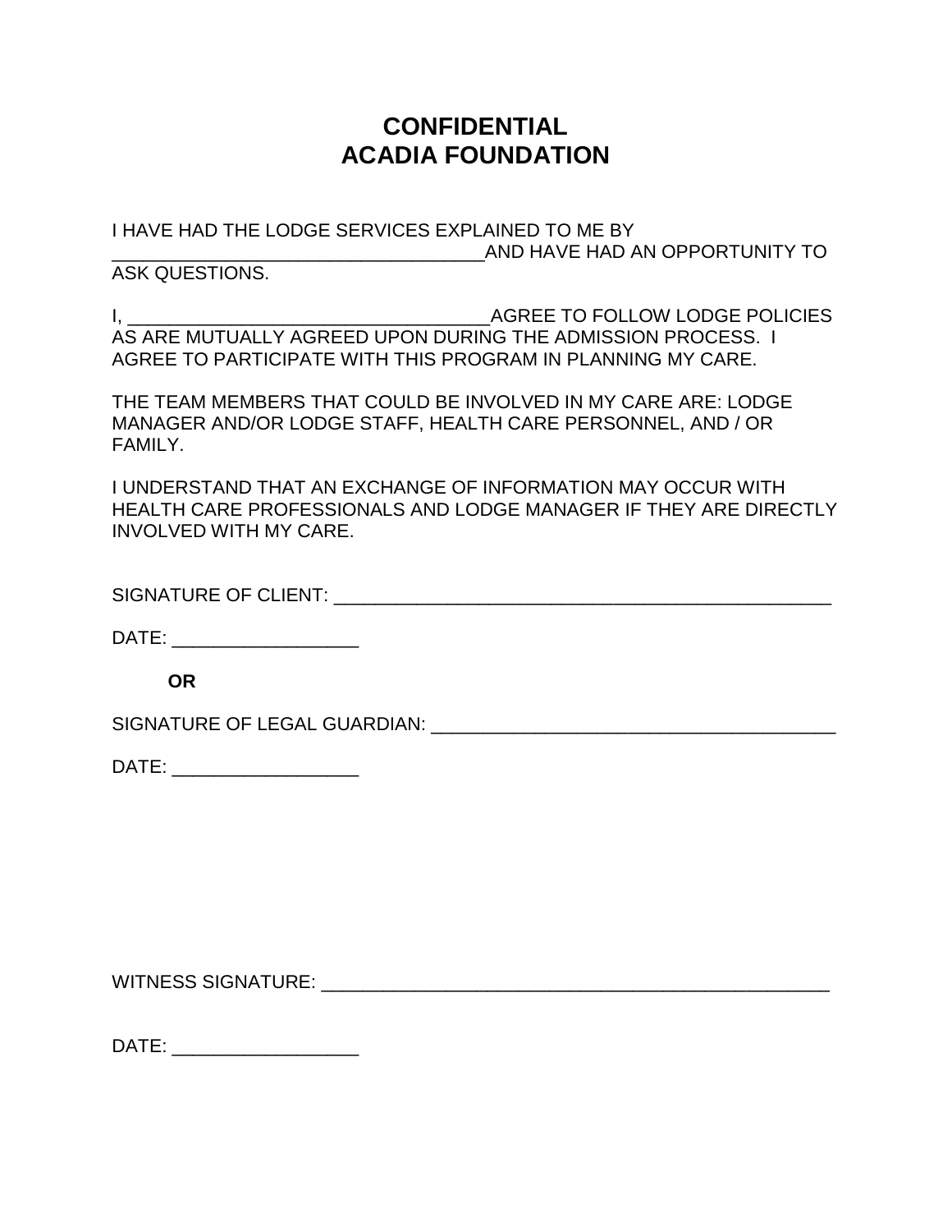# CONFIDENTIAL
# ACADIA FOUNDATION

I HAVE HAD THE LODGE SERVICES EXPLAINED TO ME BY ____________________________________AND HAVE HAD AN OPPORTUNITY TO ASK QUESTIONS.

I, ___________________________________AGREE TO FOLLOW LODGE POLICIES AS ARE MUTUALLY AGREED UPON DURING THE ADMISSION PROCESS. I AGREE TO PARTICIPATE WITH THIS PROGRAM IN PLANNING MY CARE.

THE TEAM MEMBERS THAT COULD BE INVOLVED IN MY CARE ARE: LODGE MANAGER AND/OR LODGE STAFF, HEALTH CARE PERSONNEL, AND / OR FAMILY.

I UNDERSTAND THAT AN EXCHANGE OF INFORMATION MAY OCCUR WITH HEALTH CARE PROFESSIONALS AND LODGE MANAGER IF THEY ARE DIRECTLY INVOLVED WITH MY CARE.

SIGNATURE OF CLIENT: ________________________________________________

DATE: __________________

**OR**

SIGNATURE OF LEGAL GUARDIAN: _______________________________________

DATE: __________________

WITNESS SIGNATURE: _________________________________________________

DATE: __________________